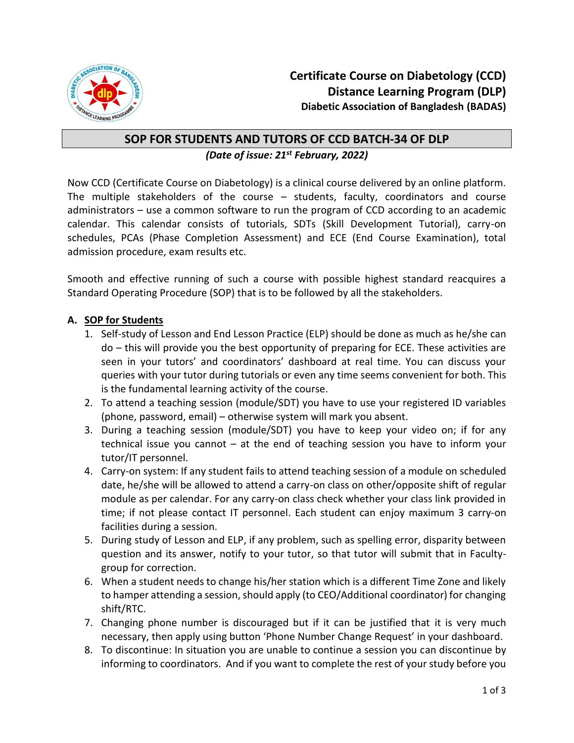**Certificate Course on Diabetology (CCD)**
**Distance Learning Program (DLP)**
**Diabetic Association of Bangladesh (BADAS)**

# SOP FOR STUDENTS AND TUTORS OF CCD BATCH-34 OF DLP

***(Date of issue: 21st February, 2022)***

Now CCD (Certificate Course on Diabetology) is a clinical course delivered by an online platform. The multiple stakeholders of the course – students, faculty, coordinators and course administrators – use a common software to run the program of CCD according to an academic calendar. This calendar consists of tutorials, SDTs (Skill Development Tutorial), carry-on schedules, PCAs (Phase Completion Assessment) and ECE (End Course Examination), total admission procedure, exam results etc.

Smooth and effective running of such a course with possible highest standard reacquires a Standard Operating Procedure (SOP) that is to be followed by all the stakeholders.

## A. SOP for Students

1. Self-study of Lesson and End Lesson Practice (ELP) should be done as much as he/she can do – this will provide you the best opportunity of preparing for ECE. These activities are seen in your tutors' and coordinators' dashboard at real time. You can discuss your queries with your tutor during tutorials or even any time seems convenient for both. This is the fundamental learning activity of the course.
2. To attend a teaching session (module/SDT) you have to use your registered ID variables (phone, password, email) – otherwise system will mark you absent.
3. During a teaching session (module/SDT) you have to keep your video on; if for any technical issue you cannot – at the end of teaching session you have to inform your tutor/IT personnel.
4. Carry-on system: If any student fails to attend teaching session of a module on scheduled date, he/she will be allowed to attend a carry-on class on other/opposite shift of regular module as per calendar. For any carry-on class check whether your class link provided in time; if not please contact IT personnel. Each student can enjoy maximum 3 carry-on facilities during a session.
5. During study of Lesson and ELP, if any problem, such as spelling error, disparity between question and its answer, notify to your tutor, so that tutor will submit that in Faculty-group for correction.
6. When a student needs to change his/her station which is a different Time Zone and likely to hamper attending a session, should apply (to CEO/Additional coordinator) for changing shift/RTC.
7. Changing phone number is discouraged but if it can be justified that it is very much necessary, then apply using button 'Phone Number Change Request' in your dashboard.
8. To discontinue: In situation you are unable to continue a session you can discontinue by informing to coordinators. And if you want to complete the rest of your study before you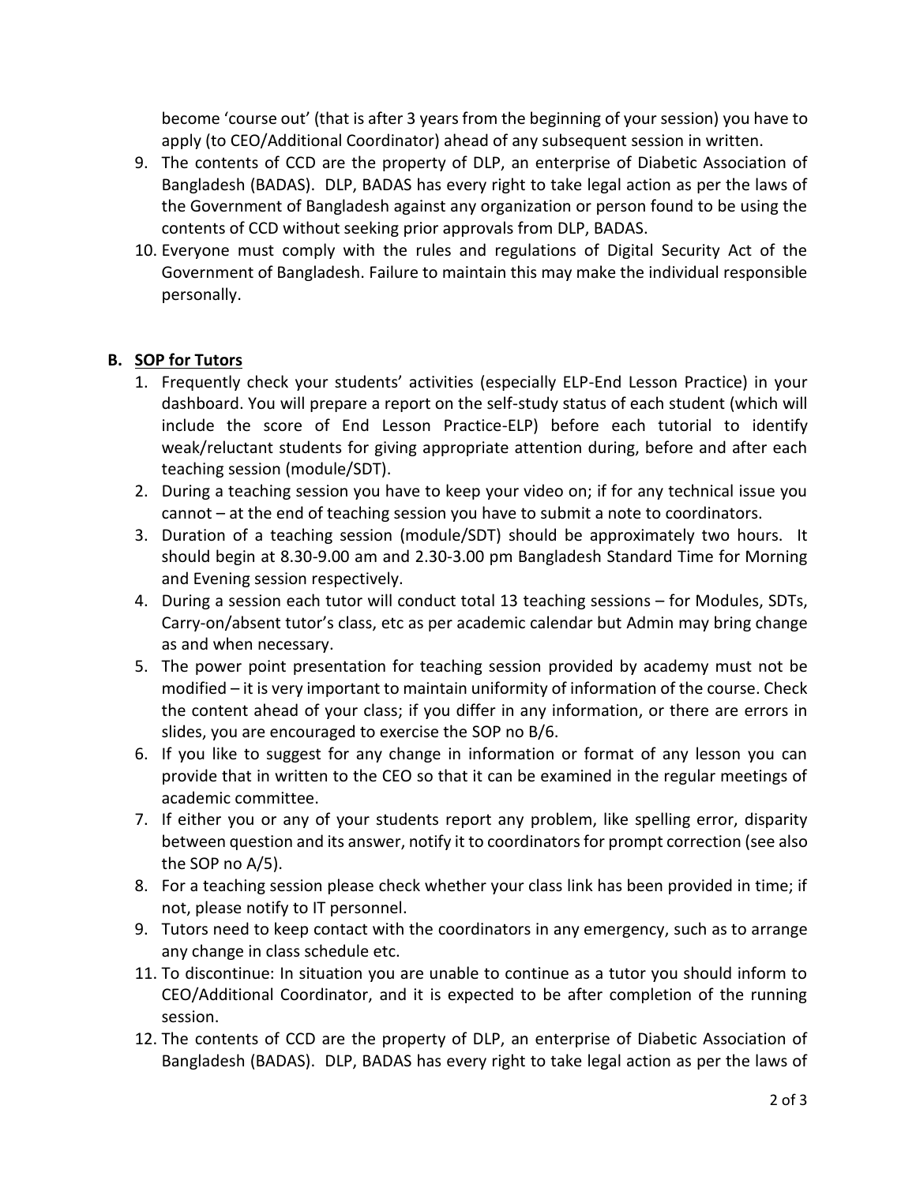become 'course out' (that is after 3 years from the beginning of your session) you have to apply (to CEO/Additional Coordinator) ahead of any subsequent session in written.

9. The contents of CCD are the property of DLP, an enterprise of Diabetic Association of Bangladesh (BADAS). DLP, BADAS has every right to take legal action as per the laws of the Government of Bangladesh against any organization or person found to be using the contents of CCD without seeking prior approvals from DLP, BADAS.
10. Everyone must comply with the rules and regulations of Digital Security Act of the Government of Bangladesh. Failure to maintain this may make the individual responsible personally.

## B. <u>SOP for Tutors</u>

1. Frequently check your students' activities (especially ELP-End Lesson Practice) in your dashboard. You will prepare a report on the self-study status of each student (which will include the score of End Lesson Practice-ELP) before each tutorial to identify weak/reluctant students for giving appropriate attention during, before and after each teaching session (module/SDT).
2. During a teaching session you have to keep your video on; if for any technical issue you cannot – at the end of teaching session you have to submit a note to coordinators.
3. Duration of a teaching session (module/SDT) should be approximately two hours. It should begin at 8.30-9.00 am and 2.30-3.00 pm Bangladesh Standard Time for Morning and Evening session respectively.
4. During a session each tutor will conduct total 13 teaching sessions – for Modules, SDTs, Carry-on/absent tutor's class, etc as per academic calendar but Admin may bring change as and when necessary.
5. The power point presentation for teaching session provided by academy must not be modified – it is very important to maintain uniformity of information of the course. Check the content ahead of your class; if you differ in any information, or there are errors in slides, you are encouraged to exercise the SOP no B/6.
6. If you like to suggest for any change in information or format of any lesson you can provide that in written to the CEO so that it can be examined in the regular meetings of academic committee.
7. If either you or any of your students report any problem, like spelling error, disparity between question and its answer, notify it to coordinators for prompt correction (see also the SOP no A/5).
8. For a teaching session please check whether your class link has been provided in time; if not, please notify to IT personnel.
9. Tutors need to keep contact with the coordinators in any emergency, such as to arrange any change in class schedule etc.

11. To discontinue: In situation you are unable to continue as a tutor you should inform to CEO/Additional Coordinator, and it is expected to be after completion of the running session.
12. The contents of CCD are the property of DLP, an enterprise of Diabetic Association of Bangladesh (BADAS). DLP, BADAS has every right to take legal action as per the laws of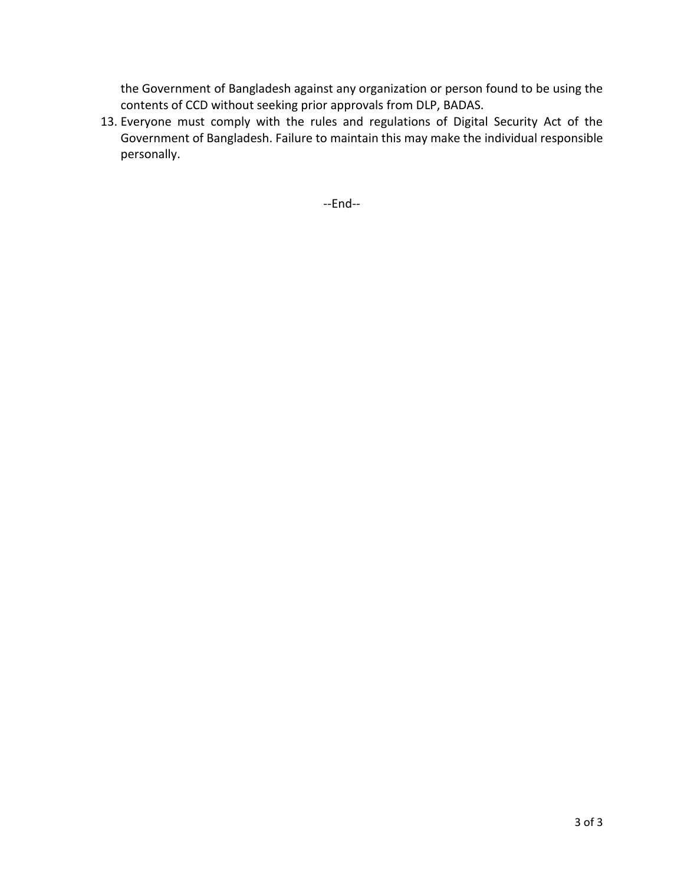the Government of Bangladesh against any organization or person found to be using the contents of CCD without seeking prior approvals from DLP, BADAS.

13. Everyone must comply with the rules and regulations of Digital Security Act of the Government of Bangladesh. Failure to maintain this may make the individual responsible personally.

--End--